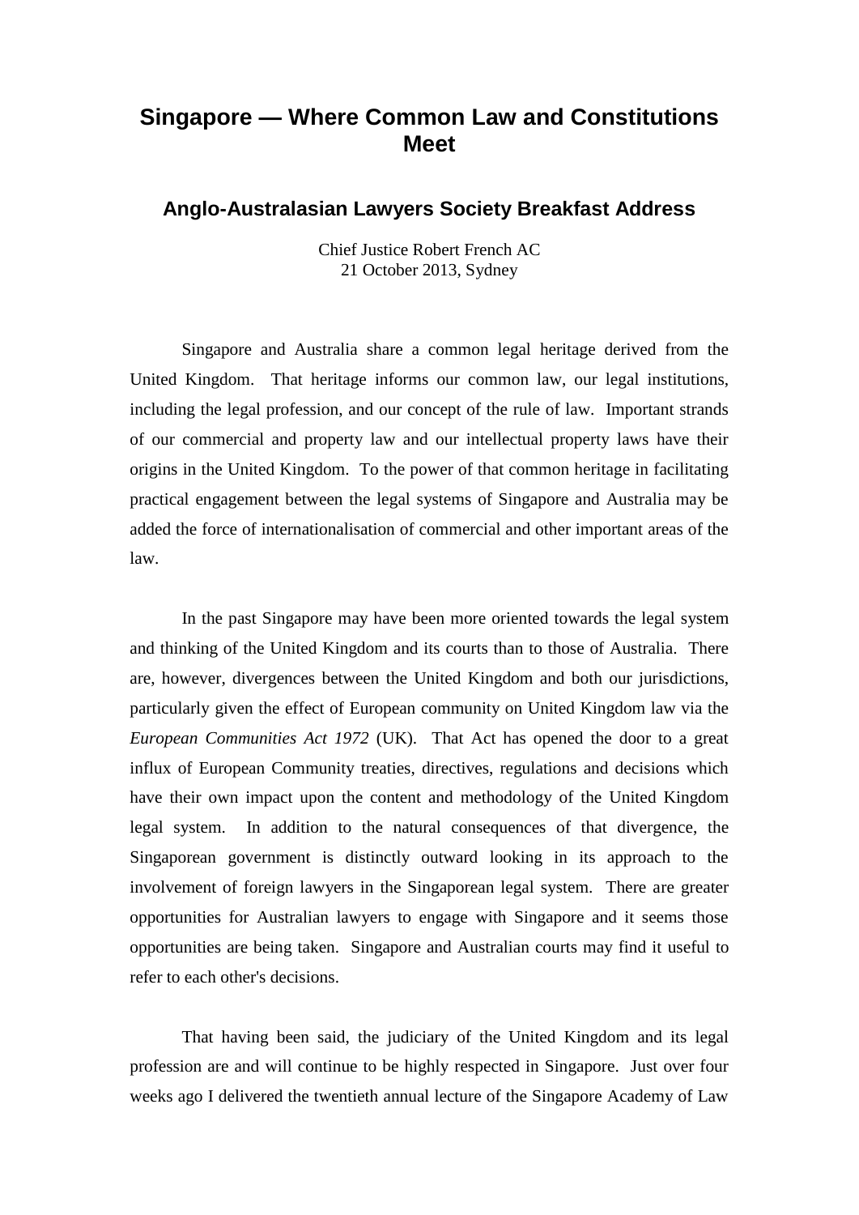# Singapore — Where Common Law and Constitutions Meet

## Anglo-Australasian Lawyers Society Breakfast Address

Chief Justice Robert French AC
21 October 2013, Sydney

Singapore and Australia share a common legal heritage derived from the United Kingdom. That heritage informs our common law, our legal institutions, including the legal profession, and our concept of the rule of law. Important strands of our commercial and property law and our intellectual property laws have their origins in the United Kingdom. To the power of that common heritage in facilitating practical engagement between the legal systems of Singapore and Australia may be added the force of internationalisation of commercial and other important areas of the law.

In the past Singapore may have been more oriented towards the legal system and thinking of the United Kingdom and its courts than to those of Australia. There are, however, divergences between the United Kingdom and both our jurisdictions, particularly given the effect of European community on United Kingdom law via the *European Communities Act 1972* (UK). That Act has opened the door to a great influx of European Community treaties, directives, regulations and decisions which have their own impact upon the content and methodology of the United Kingdom legal system. In addition to the natural consequences of that divergence, the Singaporean government is distinctly outward looking in its approach to the involvement of foreign lawyers in the Singaporean legal system. There are greater opportunities for Australian lawyers to engage with Singapore and it seems those opportunities are being taken. Singapore and Australian courts may find it useful to refer to each other's decisions.

That having been said, the judiciary of the United Kingdom and its legal profession are and will continue to be highly respected in Singapore. Just over four weeks ago I delivered the twentieth annual lecture of the Singapore Academy of Law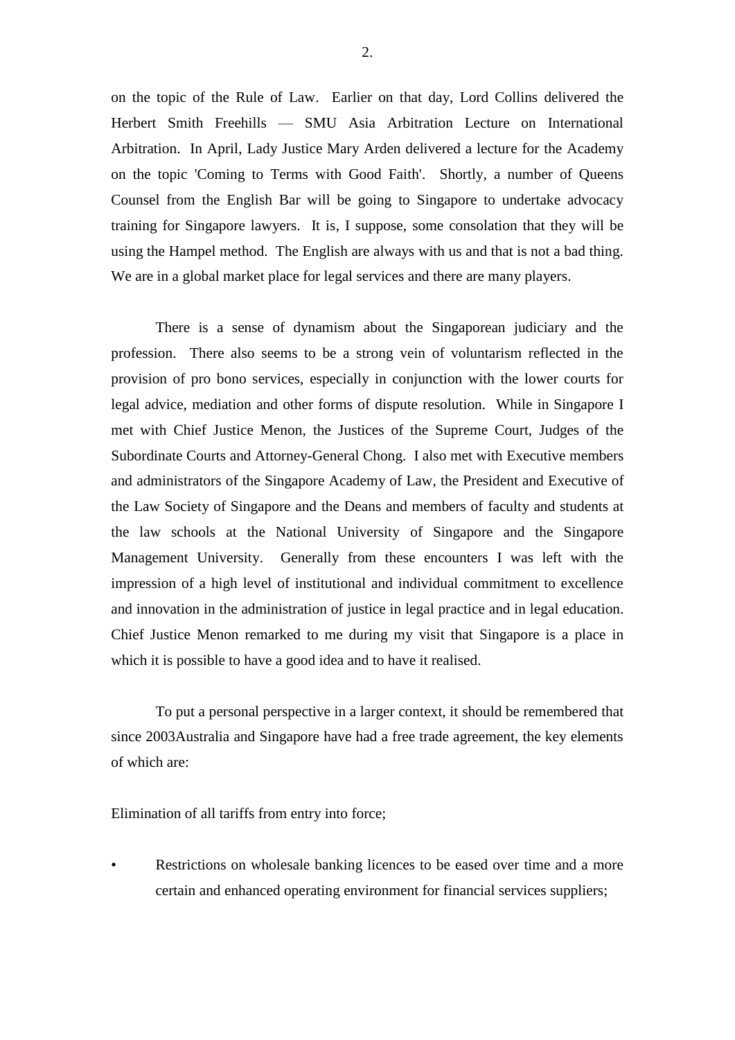on the topic of the Rule of Law. Earlier on that day, Lord Collins delivered the Herbert Smith Freehills — SMU Asia Arbitration Lecture on International Arbitration. In April, Lady Justice Mary Arden delivered a lecture for the Academy on the topic 'Coming to Terms with Good Faith'. Shortly, a number of Queens Counsel from the English Bar will be going to Singapore to undertake advocacy training for Singapore lawyers. It is, I suppose, some consolation that they will be using the Hampel method. The English are always with us and that is not a bad thing. We are in a global market place for legal services and there are many players.

There is a sense of dynamism about the Singaporean judiciary and the profession. There also seems to be a strong vein of voluntarism reflected in the provision of pro bono services, especially in conjunction with the lower courts for legal advice, mediation and other forms of dispute resolution. While in Singapore I met with Chief Justice Menon, the Justices of the Supreme Court, Judges of the Subordinate Courts and Attorney-General Chong. I also met with Executive members and administrators of the Singapore Academy of Law, the President and Executive of the Law Society of Singapore and the Deans and members of faculty and students at the law schools at the National University of Singapore and the Singapore Management University. Generally from these encounters I was left with the impression of a high level of institutional and individual commitment to excellence and innovation in the administration of justice in legal practice and in legal education. Chief Justice Menon remarked to me during my visit that Singapore is a place in which it is possible to have a good idea and to have it realised.

To put a personal perspective in a larger context, it should be remembered that since 2003Australia and Singapore have had a free trade agreement, the key elements of which are:

Elimination of all tariffs from entry into force;

- Restrictions on wholesale banking licences to be eased over time and a more certain and enhanced operating environment for financial services suppliers;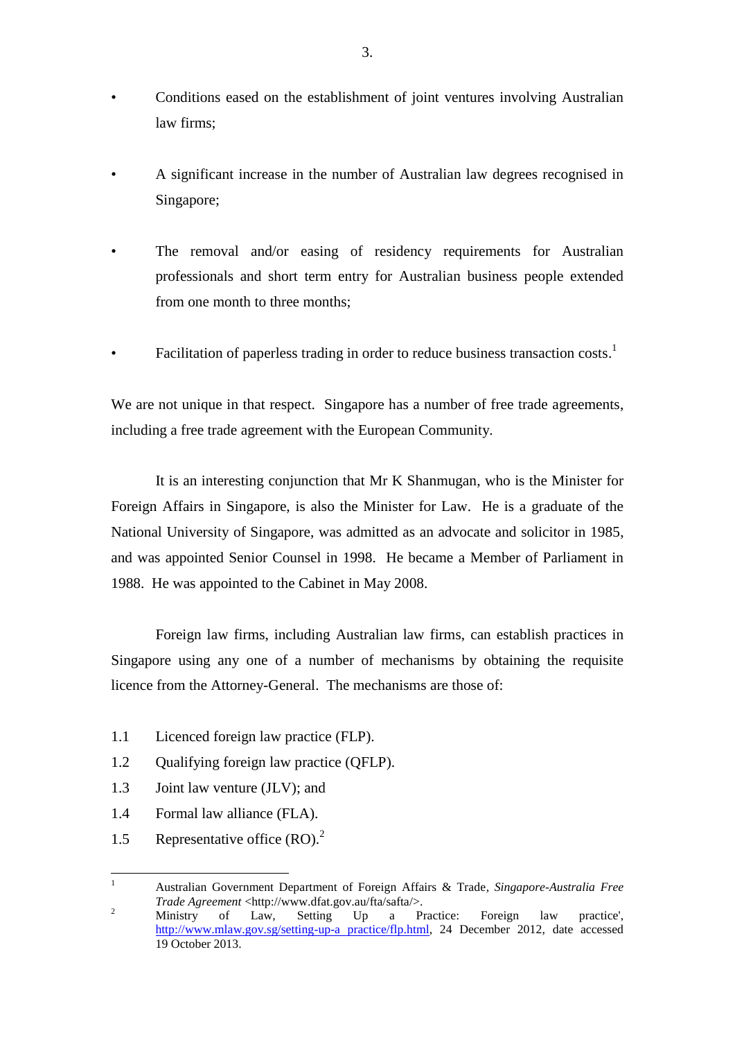- Conditions eased on the establishment of joint ventures involving Australian law firms;
- A significant increase in the number of Australian law degrees recognised in Singapore;
- The removal and/or easing of residency requirements for Australian professionals and short term entry for Australian business people extended from one month to three months;
- Facilitation of paperless trading in order to reduce business transaction costs.[1]

We are not unique in that respect. Singapore has a number of free trade agreements, including a free trade agreement with the European Community.

It is an interesting conjunction that Mr K Shanmugan, who is the Minister for Foreign Affairs in Singapore, is also the Minister for Law. He is a graduate of the National University of Singapore, was admitted as an advocate and solicitor in 1985, and was appointed Senior Counsel in 1998. He became a Member of Parliament in 1988. He was appointed to the Cabinet in May 2008.

Foreign law firms, including Australian law firms, can establish practices in Singapore using any one of a number of mechanisms by obtaining the requisite licence from the Attorney-General. The mechanisms are those of:

1.1 Licenced foreign law practice (FLP).
1.2 Qualifying foreign law practice (QFLP).
1.3 Joint law venture (JLV); and
1.4 Formal law alliance (FLA).
1.5 Representative office (RO).[2]

---

[1] Australian Government Department of Foreign Affairs & Trade, *Singapore-Australia Free Trade Agreement* <http://www.dfat.gov.au/fta/safta/>.

[2] Ministry of Law, Setting Up a Practice: Foreign law practice', http://www.mlaw.gov.sg/setting-up-a practice/flp.html, 24 December 2012, date accessed 19 October 2013.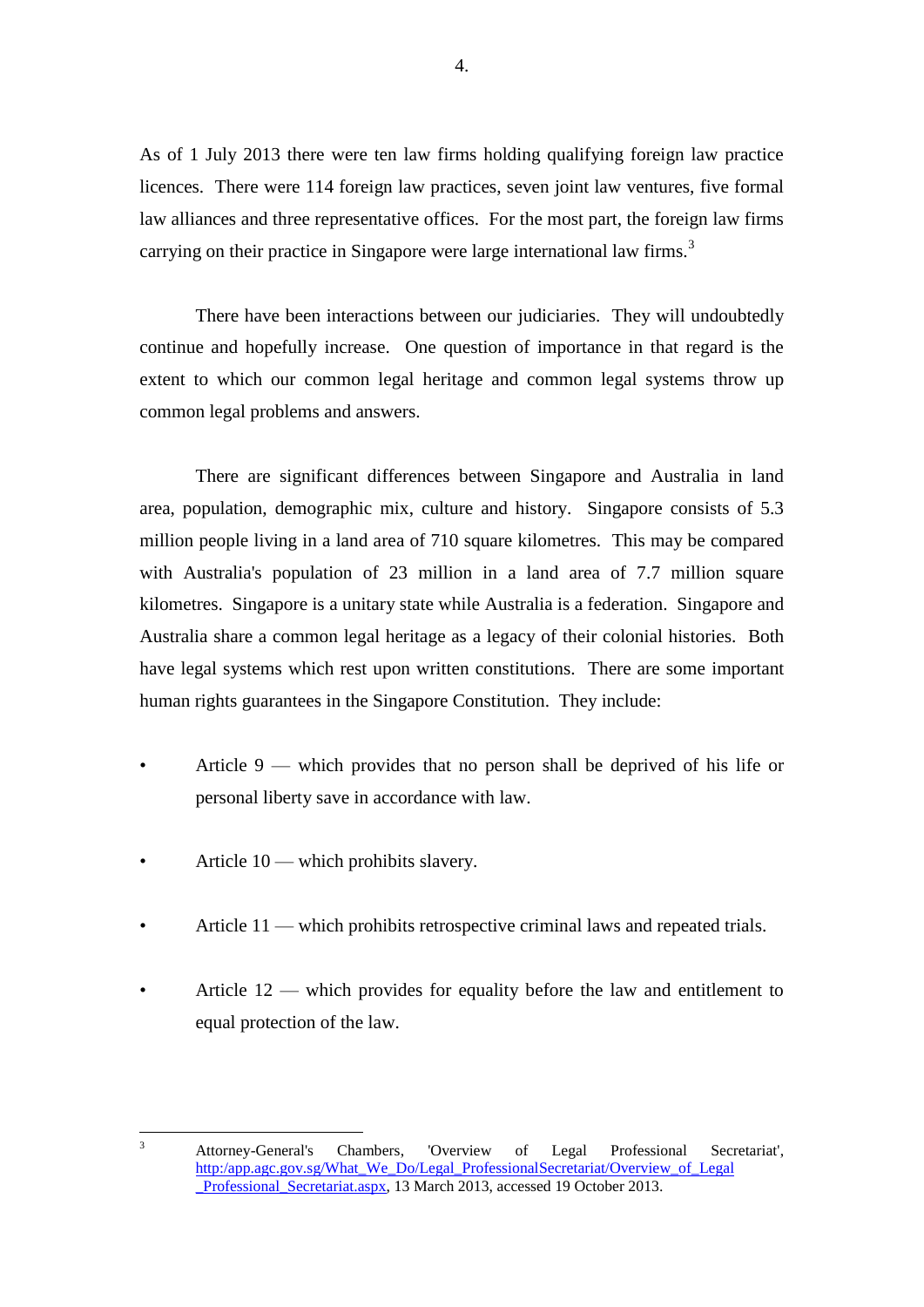As of 1 July 2013 there were ten law firms holding qualifying foreign law practice licences. There were 114 foreign law practices, seven joint law ventures, five formal law alliances and three representative offices. For the most part, the foreign law firms carrying on their practice in Singapore were large international law firms.[3]

There have been interactions between our judiciaries. They will undoubtedly continue and hopefully increase. One question of importance in that regard is the extent to which our common legal heritage and common legal systems throw up common legal problems and answers.

There are significant differences between Singapore and Australia in land area, population, demographic mix, culture and history. Singapore consists of 5.3 million people living in a land area of 710 square kilometres. This may be compared with Australia's population of 23 million in a land area of 7.7 million square kilometres. Singapore is a unitary state while Australia is a federation. Singapore and Australia share a common legal heritage as a legacy of their colonial histories. Both have legal systems which rest upon written constitutions. There are some important human rights guarantees in the Singapore Constitution. They include:

- Article 9 — which provides that no person shall be deprived of his life or personal liberty save in accordance with law.
- Article 10 — which prohibits slavery.
- Article 11 — which prohibits retrospective criminal laws and repeated trials.
- Article 12 — which provides for equality before the law and entitlement to equal protection of the law.

---

[3] Attorney-General's Chambers, 'Overview of Legal Professional Secretariat', http:/app.agc.gov.sg/What_We_Do/Legal_ProfessionalSecretariat/Overview_of_Legal_Professional_Secretariat.aspx, 13 March 2013, accessed 19 October 2013.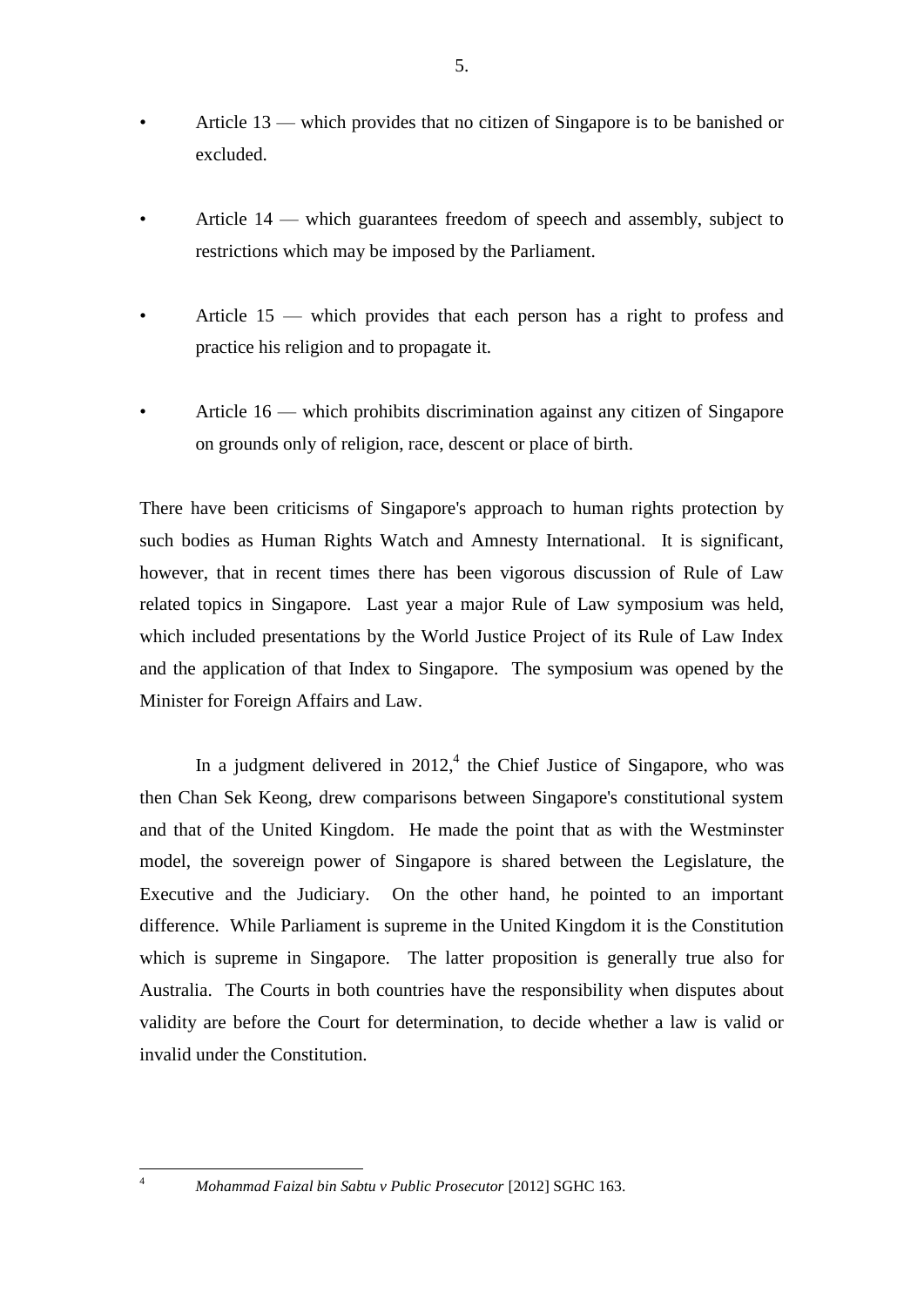- Article 13 — which provides that no citizen of Singapore is to be banished or excluded.
- Article 14 — which guarantees freedom of speech and assembly, subject to restrictions which may be imposed by the Parliament.
- Article 15 — which provides that each person has a right to profess and practice his religion and to propagate it.
- Article 16 — which prohibits discrimination against any citizen of Singapore on grounds only of religion, race, descent or place of birth.

There have been criticisms of Singapore's approach to human rights protection by such bodies as Human Rights Watch and Amnesty International. It is significant, however, that in recent times there has been vigorous discussion of Rule of Law related topics in Singapore. Last year a major Rule of Law symposium was held, which included presentations by the World Justice Project of its Rule of Law Index and the application of that Index to Singapore. The symposium was opened by the Minister for Foreign Affairs and Law.

In a judgment delivered in 2012,[4] the Chief Justice of Singapore, who was then Chan Sek Keong, drew comparisons between Singapore's constitutional system and that of the United Kingdom. He made the point that as with the Westminster model, the sovereign power of Singapore is shared between the Legislature, the Executive and the Judiciary. On the other hand, he pointed to an important difference. While Parliament is supreme in the United Kingdom it is the Constitution which is supreme in Singapore. The latter proposition is generally true also for Australia. The Courts in both countries have the responsibility when disputes about validity are before the Court for determination, to decide whether a law is valid or invalid under the Constitution.

---

[4] *Mohammad Faizal bin Sabtu v Public Prosecutor* [2012] SGHC 163.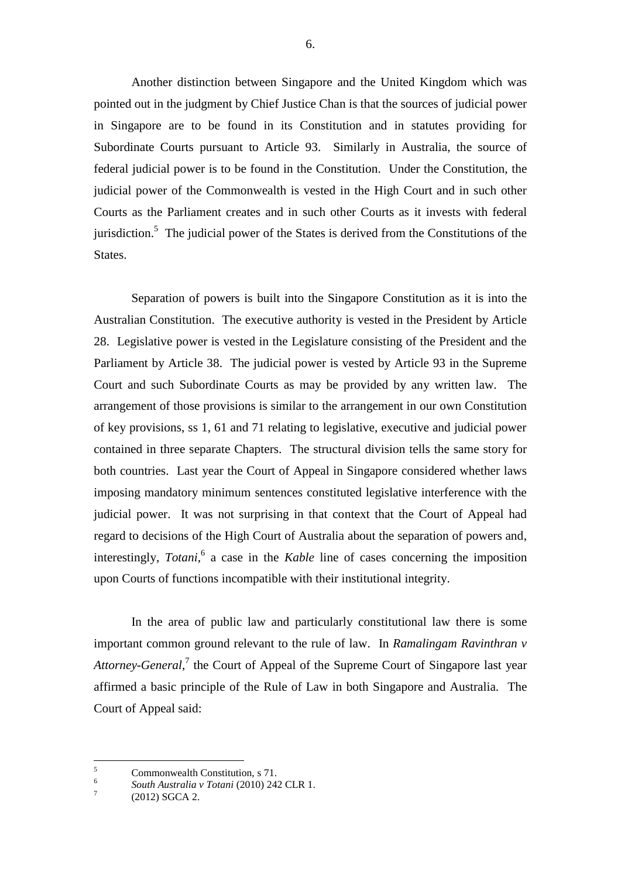Another distinction between Singapore and the United Kingdom which was pointed out in the judgment by Chief Justice Chan is that the sources of judicial power in Singapore are to be found in its Constitution and in statutes providing for Subordinate Courts pursuant to Article 93. Similarly in Australia, the source of federal judicial power is to be found in the Constitution. Under the Constitution, the judicial power of the Commonwealth is vested in the High Court and in such other Courts as the Parliament creates and in such other Courts as it invests with federal jurisdiction.[5] The judicial power of the States is derived from the Constitutions of the States.

Separation of powers is built into the Singapore Constitution as it is into the Australian Constitution. The executive authority is vested in the President by Article 28. Legislative power is vested in the Legislature consisting of the President and the Parliament by Article 38. The judicial power is vested by Article 93 in the Supreme Court and such Subordinate Courts as may be provided by any written law. The arrangement of those provisions is similar to the arrangement in our own Constitution of key provisions, ss 1, 61 and 71 relating to legislative, executive and judicial power contained in three separate Chapters. The structural division tells the same story for both countries. Last year the Court of Appeal in Singapore considered whether laws imposing mandatory minimum sentences constituted legislative interference with the judicial power. It was not surprising in that context that the Court of Appeal had regard to decisions of the High Court of Australia about the separation of powers and, interestingly, *Totani*,[6] a case in the *Kable* line of cases concerning the imposition upon Courts of functions incompatible with their institutional integrity.

In the area of public law and particularly constitutional law there is some important common ground relevant to the rule of law. In *Ramalingam Ravinthran v Attorney-General*,[7] the Court of Appeal of the Supreme Court of Singapore last year affirmed a basic principle of the Rule of Law in both Singapore and Australia. The Court of Appeal said:

---

[5] Commonwealth Constitution, s 71.

[6] *South Australia v Totani* (2010) 242 CLR 1.

[7] (2012) SGCA 2.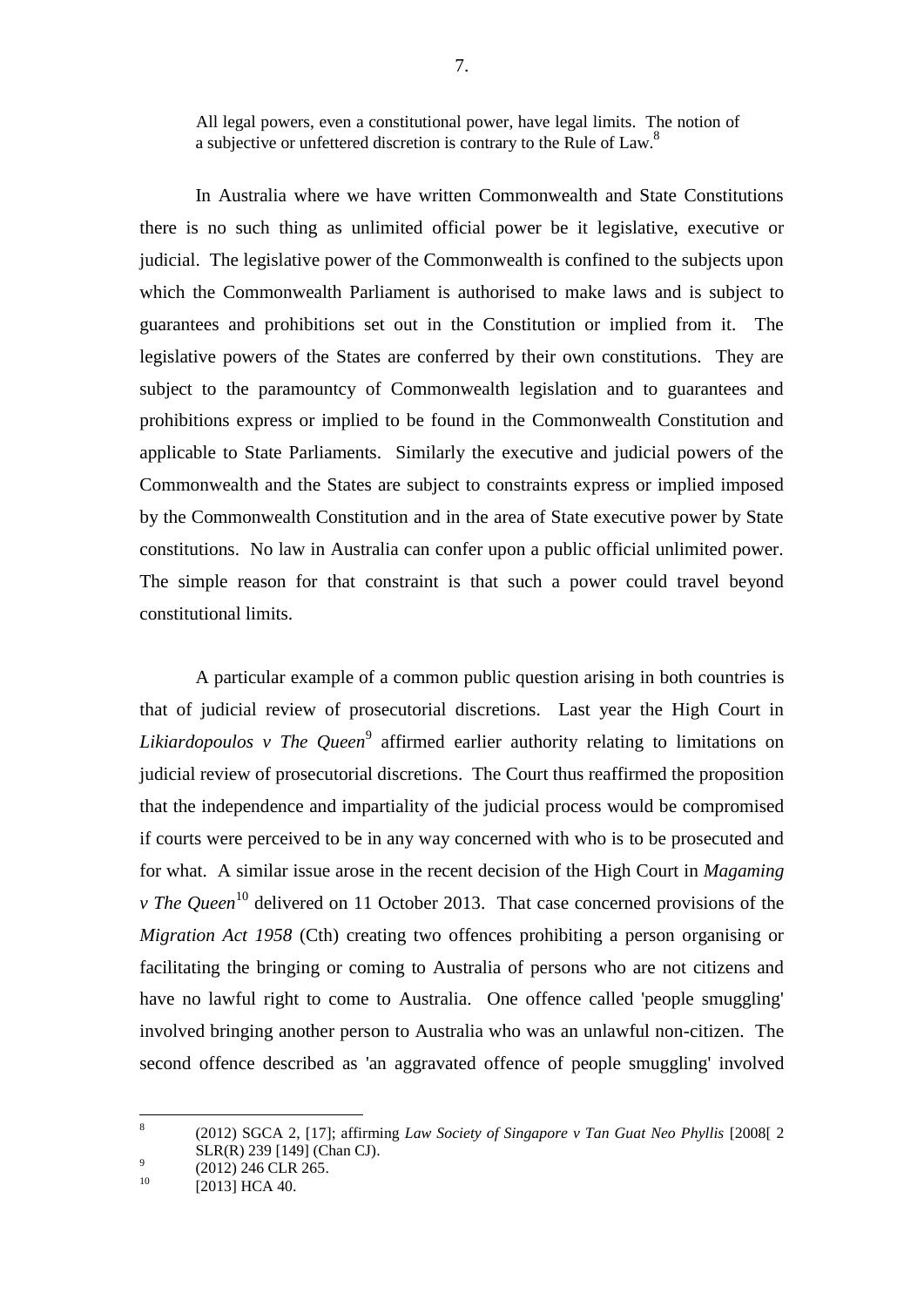> All legal powers, even a constitutional power, have legal limits. The notion of a subjective or unfettered discretion is contrary to the Rule of Law.[8]

In Australia where we have written Commonwealth and State Constitutions there is no such thing as unlimited official power be it legislative, executive or judicial. The legislative power of the Commonwealth is confined to the subjects upon which the Commonwealth Parliament is authorised to make laws and is subject to guarantees and prohibitions set out in the Constitution or implied from it. The legislative powers of the States are conferred by their own constitutions. They are subject to the paramountcy of Commonwealth legislation and to guarantees and prohibitions express or implied to be found in the Commonwealth Constitution and applicable to State Parliaments. Similarly the executive and judicial powers of the Commonwealth and the States are subject to constraints express or implied imposed by the Commonwealth Constitution and in the area of State executive power by State constitutions. No law in Australia can confer upon a public official unlimited power. The simple reason for that constraint is that such a power could travel beyond constitutional limits.

A particular example of a common public question arising in both countries is that of judicial review of prosecutorial discretions. Last year the High Court in *Likiardopoulos v The Queen*[9] affirmed earlier authority relating to limitations on judicial review of prosecutorial discretions. The Court thus reaffirmed the proposition that the independence and impartiality of the judicial process would be compromised if courts were perceived to be in any way concerned with who is to be prosecuted and for what. A similar issue arose in the recent decision of the High Court in *Magaming v The Queen*[10] delivered on 11 October 2013. That case concerned provisions of the *Migration Act 1958* (Cth) creating two offences prohibiting a person organising or facilitating the bringing or coming to Australia of persons who are not citizens and have no lawful right to come to Australia. One offence called 'people smuggling' involved bringing another person to Australia who was an unlawful non-citizen. The second offence described as 'an aggravated offence of people smuggling' involved

---

[8] (2012) SGCA 2, [17]; affirming *Law Society of Singapore v Tan Guat Neo Phyllis* [2008[ 2 SLR(R) 239 [149] (Chan CJ).

[9] (2012) 246 CLR 265.

[10] [2013] HCA 40.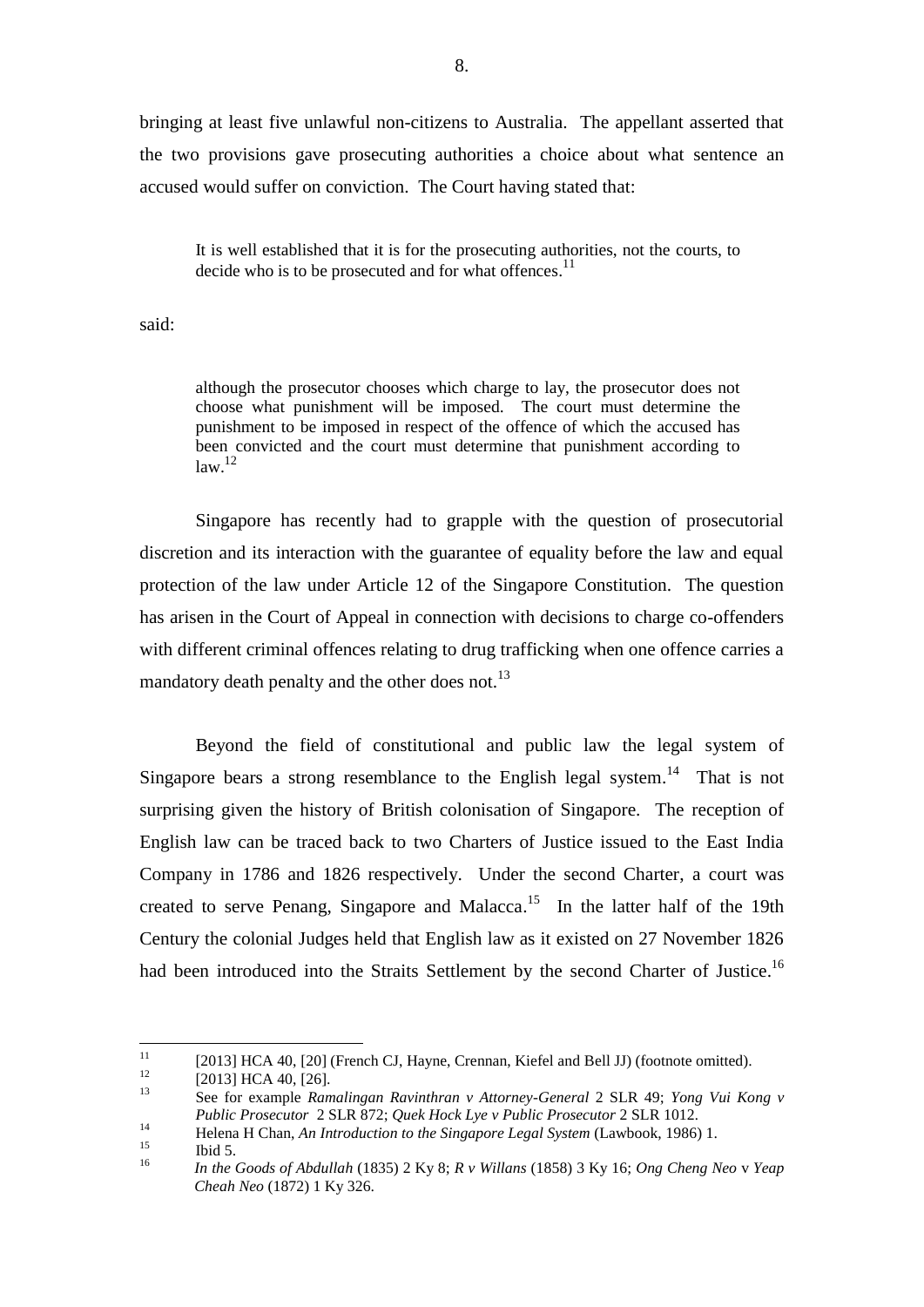bringing at least five unlawful non-citizens to Australia. The appellant asserted that the two provisions gave prosecuting authorities a choice about what sentence an accused would suffer on conviction. The Court having stated that:

> It is well established that it is for the prosecuting authorities, not the courts, to decide who is to be prosecuted and for what offences.[11]

said:

> although the prosecutor chooses which charge to lay, the prosecutor does not choose what punishment will be imposed. The court must determine the punishment to be imposed in respect of the offence of which the accused has been convicted and the court must determine that punishment according to law.[12]

Singapore has recently had to grapple with the question of prosecutorial discretion and its interaction with the guarantee of equality before the law and equal protection of the law under Article 12 of the Singapore Constitution. The question has arisen in the Court of Appeal in connection with decisions to charge co-offenders with different criminal offences relating to drug trafficking when one offence carries a mandatory death penalty and the other does not.[13]

Beyond the field of constitutional and public law the legal system of Singapore bears a strong resemblance to the English legal system.[14] That is not surprising given the history of British colonisation of Singapore. The reception of English law can be traced back to two Charters of Justice issued to the East India Company in 1786 and 1826 respectively. Under the second Charter, a court was created to serve Penang, Singapore and Malacca.[15] In the latter half of the 19th Century the colonial Judges held that English law as it existed on 27 November 1826 had been introduced into the Straits Settlement by the second Charter of Justice.[16]

---

[11] [2013] HCA 40, [20] (French CJ, Hayne, Crennan, Kiefel and Bell JJ) (footnote omitted).

[12] [2013] HCA 40, [26].

[13] See for example *Ramalingan Ravinthran v Attorney-General* 2 SLR 49; *Yong Vui Kong v Public Prosecutor* 2 SLR 872; *Quek Hock Lye v Public Prosecutor* 2 SLR 1012.

[14] Helena H Chan, *An Introduction to the Singapore Legal System* (Lawbook, 1986) 1.

[15] Ibid 5.

[16] *In the Goods of Abdullah* (1835) 2 Ky 8; *R v Willans* (1858) 3 Ky 16; *Ong Cheng Neo* v *Yeap Cheah Neo* (1872) 1 Ky 326.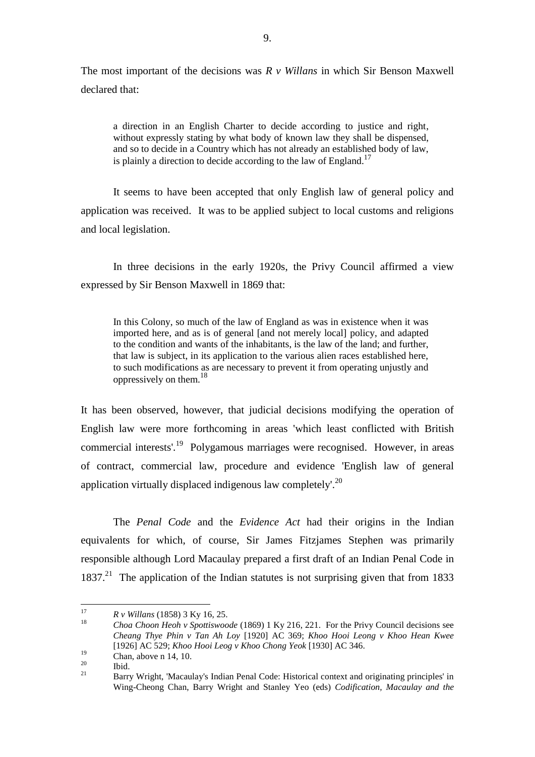The most important of the decisions was *R v Willans* in which Sir Benson Maxwell declared that:

> a direction in an English Charter to decide according to justice and right, without expressly stating by what body of known law they shall be dispensed, and so to decide in a Country which has not already an established body of law, is plainly a direction to decide according to the law of England.[17]

It seems to have been accepted that only English law of general policy and application was received. It was to be applied subject to local customs and religions and local legislation.

In three decisions in the early 1920s, the Privy Council affirmed a view expressed by Sir Benson Maxwell in 1869 that:

> In this Colony, so much of the law of England as was in existence when it was imported here, and as is of general [and not merely local] policy, and adapted to the condition and wants of the inhabitants, is the law of the land; and further, that law is subject, in its application to the various alien races established here, to such modifications as are necessary to prevent it from operating unjustly and oppressively on them.[18]

It has been observed, however, that judicial decisions modifying the operation of English law were more forthcoming in areas 'which least conflicted with British commercial interests'.[19] Polygamous marriages were recognised. However, in areas of contract, commercial law, procedure and evidence 'English law of general application virtually displaced indigenous law completely'.[20]

The *Penal Code* and the *Evidence Act* had their origins in the Indian equivalents for which, of course, Sir James Fitzjames Stephen was primarily responsible although Lord Macaulay prepared a first draft of an Indian Penal Code in 1837.[21] The application of the Indian statutes is not surprising given that from 1833

---

[17] *R v Willans* (1858) 3 Ky 16, 25.

[18] *Choa Choon Heoh v Spottiswoode* (1869) 1 Ky 216, 221. For the Privy Council decisions see *Cheang Thye Phin v Tan Ah Loy* [1920] AC 369; *Khoo Hooi Leong v Khoo Hean Kwee* [1926] AC 529; *Khoo Hooi Leog v Khoo Chong Yeok* [1930] AC 346.

[19] Chan, above n 14, 10.

[20] Ibid.

[21] Barry Wright, 'Macaulay's Indian Penal Code: Historical context and originating principles' in Wing-Cheong Chan, Barry Wright and Stanley Yeo (eds) *Codification, Macaulay and the*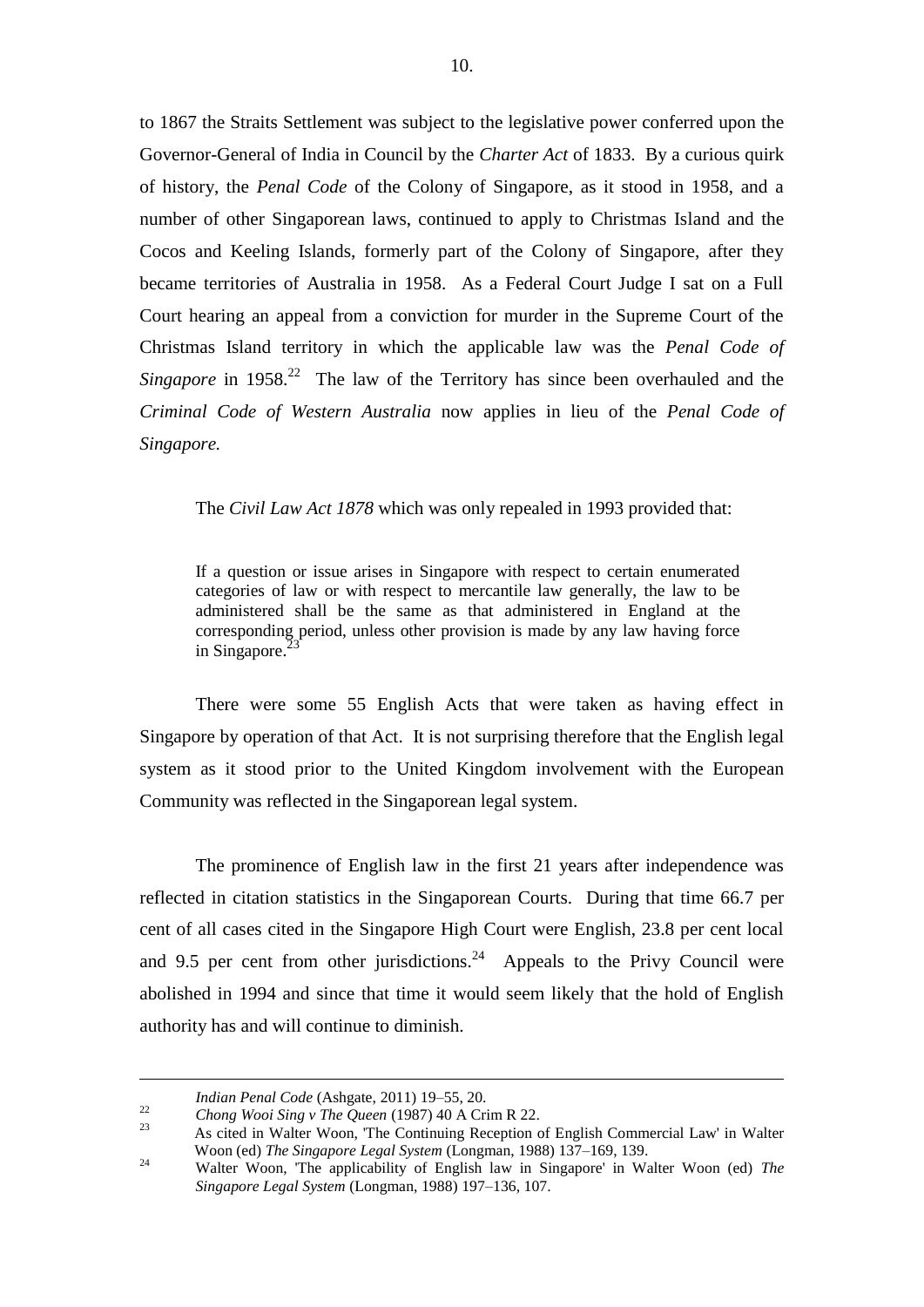to 1867 the Straits Settlement was subject to the legislative power conferred upon the Governor-General of India in Council by the *Charter Act* of 1833. By a curious quirk of history, the *Penal Code* of the Colony of Singapore, as it stood in 1958, and a number of other Singaporean laws, continued to apply to Christmas Island and the Cocos and Keeling Islands, formerly part of the Colony of Singapore, after they became territories of Australia in 1958. As a Federal Court Judge I sat on a Full Court hearing an appeal from a conviction for murder in the Supreme Court of the Christmas Island territory in which the applicable law was the *Penal Code of Singapore* in 1958.[22] The law of the Territory has since been overhauled and the *Criminal Code of Western Australia* now applies in lieu of the *Penal Code of Singapore.*

The *Civil Law Act 1878* which was only repealed in 1993 provided that:

> If a question or issue arises in Singapore with respect to certain enumerated categories of law or with respect to mercantile law generally, the law to be administered shall be the same as that administered in England at the corresponding period, unless other provision is made by any law having force in Singapore.[23]

There were some 55 English Acts that were taken as having effect in Singapore by operation of that Act. It is not surprising therefore that the English legal system as it stood prior to the United Kingdom involvement with the European Community was reflected in the Singaporean legal system.

The prominence of English law in the first 21 years after independence was reflected in citation statistics in the Singaporean Courts. During that time 66.7 per cent of all cases cited in the Singapore High Court were English, 23.8 per cent local and 9.5 per cent from other jurisdictions.[24] Appeals to the Privy Council were abolished in 1994 and since that time it would seem likely that the hold of English authority has and will continue to diminish.

---

*Indian Penal Code* (Ashgate, 2011) 19–55, 20.

[22] *Chong Wooi Sing v The Queen* (1987) 40 A Crim R 22.

[23] As cited in Walter Woon, 'The Continuing Reception of English Commercial Law' in Walter Woon (ed) *The Singapore Legal System* (Longman, 1988) 137–169, 139.

[24] Walter Woon, 'The applicability of English law in Singapore' in Walter Woon (ed) *The Singapore Legal System* (Longman, 1988) 197–136, 107.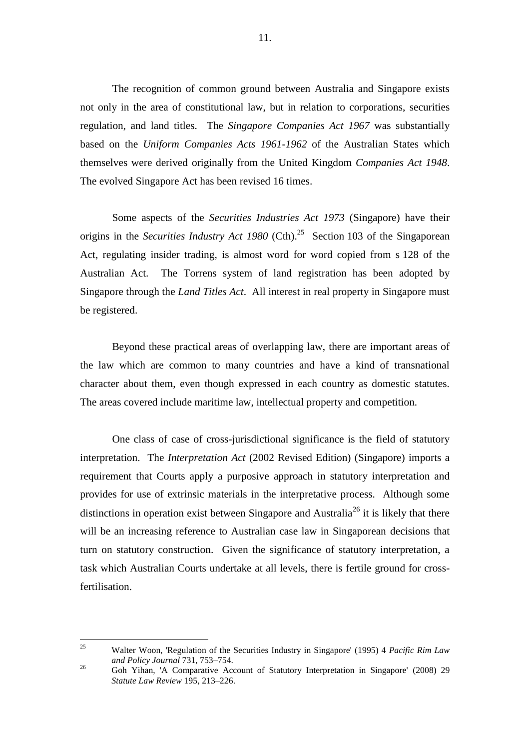The recognition of common ground between Australia and Singapore exists not only in the area of constitutional law, but in relation to corporations, securities regulation, and land titles. The *Singapore Companies Act 1967* was substantially based on the *Uniform Companies Acts 1961-1962* of the Australian States which themselves were derived originally from the United Kingdom *Companies Act 1948*. The evolved Singapore Act has been revised 16 times.

Some aspects of the *Securities Industries Act 1973* (Singapore) have their origins in the *Securities Industry Act 1980* (Cth).[25] Section 103 of the Singaporean Act, regulating insider trading, is almost word for word copied from s 128 of the Australian Act. The Torrens system of land registration has been adopted by Singapore through the *Land Titles Act*. All interest in real property in Singapore must be registered.

Beyond these practical areas of overlapping law, there are important areas of the law which are common to many countries and have a kind of transnational character about them, even though expressed in each country as domestic statutes. The areas covered include maritime law, intellectual property and competition.

One class of case of cross-jurisdictional significance is the field of statutory interpretation. The *Interpretation Act* (2002 Revised Edition) (Singapore) imports a requirement that Courts apply a purposive approach in statutory interpretation and provides for use of extrinsic materials in the interpretative process. Although some distinctions in operation exist between Singapore and Australia[26] it is likely that there will be an increasing reference to Australian case law in Singaporean decisions that turn on statutory construction. Given the significance of statutory interpretation, a task which Australian Courts undertake at all levels, there is fertile ground for cross-fertilisation.

---

[25] Walter Woon, 'Regulation of the Securities Industry in Singapore' (1995) 4 *Pacific Rim Law and Policy Journal* 731, 753–754.

[26] Goh Yihan, 'A Comparative Account of Statutory Interpretation in Singapore' (2008) 29 *Statute Law Review* 195, 213–226.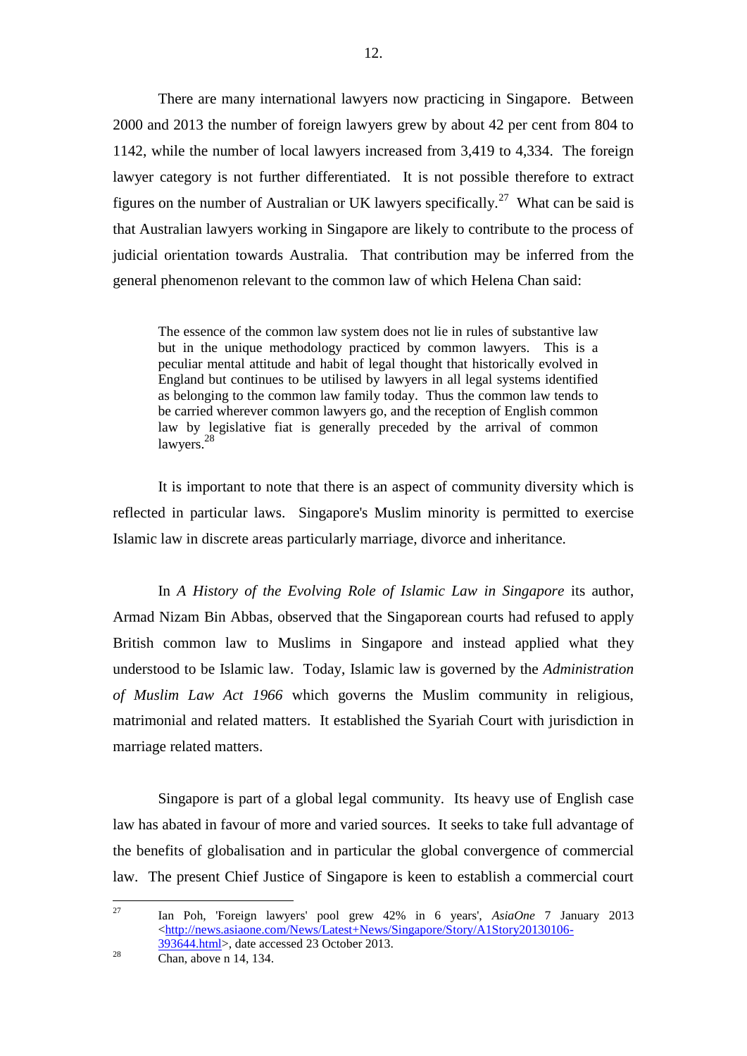There are many international lawyers now practicing in Singapore. Between 2000 and 2013 the number of foreign lawyers grew by about 42 per cent from 804 to 1142, while the number of local lawyers increased from 3,419 to 4,334. The foreign lawyer category is not further differentiated. It is not possible therefore to extract figures on the number of Australian or UK lawyers specifically.[27] What can be said is that Australian lawyers working in Singapore are likely to contribute to the process of judicial orientation towards Australia. That contribution may be inferred from the general phenomenon relevant to the common law of which Helena Chan said:

> The essence of the common law system does not lie in rules of substantive law but in the unique methodology practiced by common lawyers. This is a peculiar mental attitude and habit of legal thought that historically evolved in England but continues to be utilised by lawyers in all legal systems identified as belonging to the common law family today. Thus the common law tends to be carried wherever common lawyers go, and the reception of English common law by legislative fiat is generally preceded by the arrival of common lawyers.[28]

It is important to note that there is an aspect of community diversity which is reflected in particular laws. Singapore's Muslim minority is permitted to exercise Islamic law in discrete areas particularly marriage, divorce and inheritance.

In *A History of the Evolving Role of Islamic Law in Singapore* its author, Armad Nizam Bin Abbas, observed that the Singaporean courts had refused to apply British common law to Muslims in Singapore and instead applied what they understood to be Islamic law. Today, Islamic law is governed by the *Administration of Muslim Law Act 1966* which governs the Muslim community in religious, matrimonial and related matters. It established the Syariah Court with jurisdiction in marriage related matters.

Singapore is part of a global legal community. Its heavy use of English case law has abated in favour of more and varied sources. It seeks to take full advantage of the benefits of globalisation and in particular the global convergence of commercial law. The present Chief Justice of Singapore is keen to establish a commercial court

---

[27] Ian Poh, 'Foreign lawyers' pool grew 42% in 6 years', *AsiaOne* 7 January 2013 <http://news.asiaone.com/News/Latest+News/Singapore/Story/A1Story20130106-393644.html>, date accessed 23 October 2013.

[28] Chan, above n 14, 134.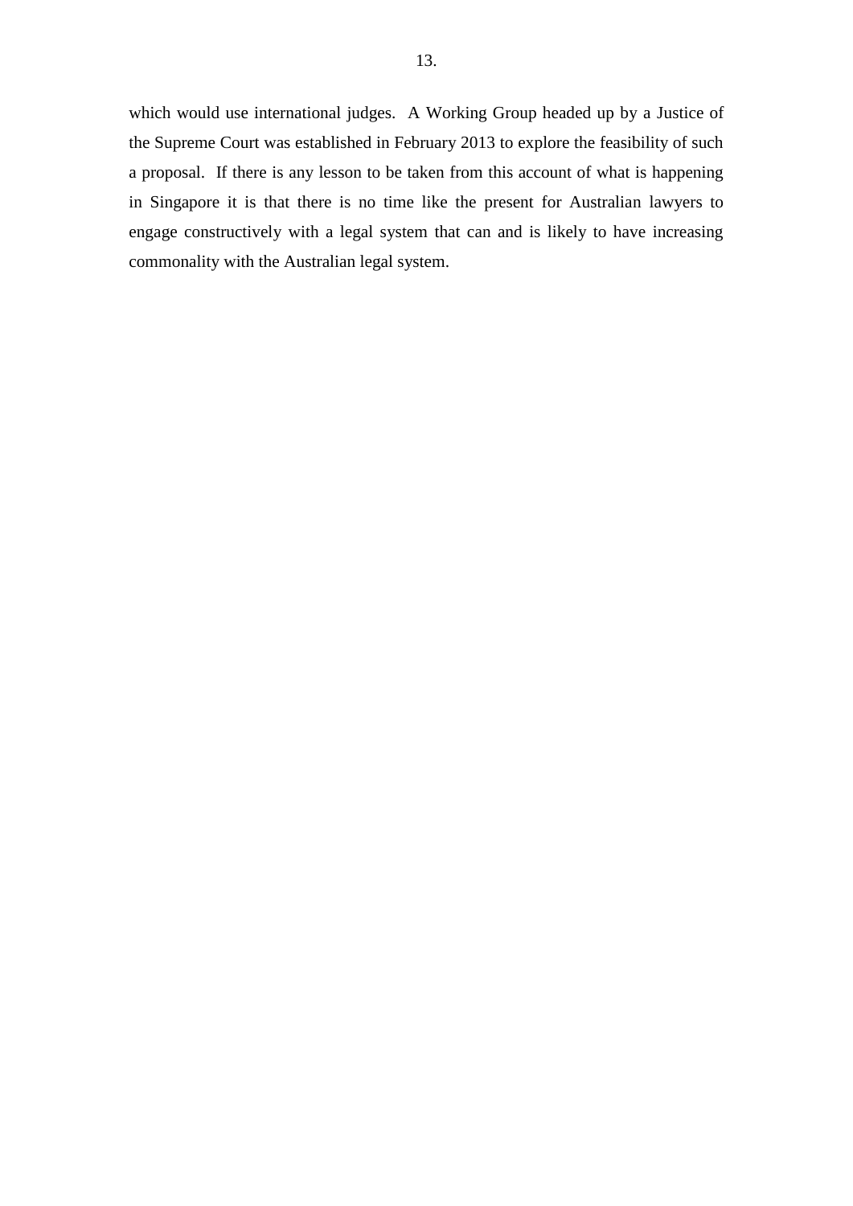which would use international judges. A Working Group headed up by a Justice of the Supreme Court was established in February 2013 to explore the feasibility of such a proposal. If there is any lesson to be taken from this account of what is happening in Singapore it is that there is no time like the present for Australian lawyers to engage constructively with a legal system that can and is likely to have increasing commonality with the Australian legal system.